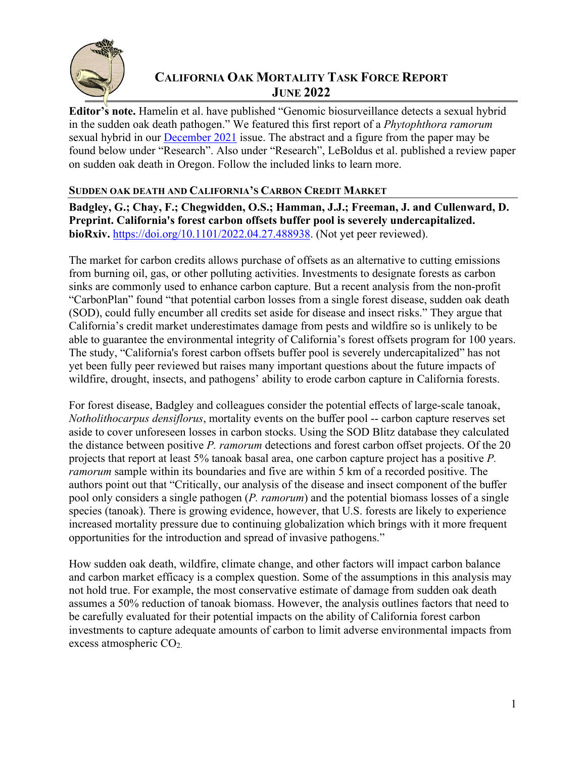# California Oak Mortality Task Force Report
## June 2022

**Editor's note.** Hamelin et al. have published "Genomic biosurveillance detects a sexual hybrid in the sudden oak death pathogen." We featured this first report of a *Phytophthora ramorum* sexual hybrid in our [December 2021](#) issue. The abstract and a figure from the paper may be found below under "Research". Also under "Research", LeBoldus et al. published a review paper on sudden oak death in Oregon. Follow the included links to learn more.

### Sudden Oak Death and California's Carbon Credit Market

**Badgley, G.; Chay, F.; Chegwidden, O.S.; Hamman, J.J.; Freeman, J. and Cullenward, D. Preprint. California's forest carbon offsets buffer pool is severely undercapitalized. bioRxiv.** https://doi.org/10.1101/2022.04.27.488938. (Not yet peer reviewed).

The market for carbon credits allows purchase of offsets as an alternative to cutting emissions from burning oil, gas, or other polluting activities. Investments to designate forests as carbon sinks are commonly used to enhance carbon capture. But a recent analysis from the non-profit "CarbonPlan" found "that potential carbon losses from a single forest disease, sudden oak death (SOD), could fully encumber all credits set aside for disease and insect risks." They argue that California's credit market underestimates damage from pests and wildfire so is unlikely to be able to guarantee the environmental integrity of California's forest offsets program for 100 years. The study, "California's forest carbon offsets buffer pool is severely undercapitalized" has not yet been fully peer reviewed but raises many important questions about the future impacts of wildfire, drought, insects, and pathogens' ability to erode carbon capture in California forests.

For forest disease, Badgley and colleagues consider the potential effects of large-scale tanoak, *Notholithocarpus densiflorus*, mortality events on the buffer pool -- carbon capture reserves set aside to cover unforeseen losses in carbon stocks. Using the SOD Blitz database they calculated the distance between positive *P. ramorum* detections and forest carbon offset projects. Of the 20 projects that report at least 5% tanoak basal area, one carbon capture project has a positive *P. ramorum* sample within its boundaries and five are within 5 km of a recorded positive. The authors point out that "Critically, our analysis of the disease and insect component of the buffer pool only considers a single pathogen (*P. ramorum*) and the potential biomass losses of a single species (tanoak). There is growing evidence, however, that U.S. forests are likely to experience increased mortality pressure due to continuing globalization which brings with it more frequent opportunities for the introduction and spread of invasive pathogens."

How sudden oak death, wildfire, climate change, and other factors will impact carbon balance and carbon market efficacy is a complex question. Some of the assumptions in this analysis may not hold true. For example, the most conservative estimate of damage from sudden oak death assumes a 50% reduction of tanoak biomass. However, the analysis outlines factors that need to be carefully evaluated for their potential impacts on the ability of California forest carbon investments to capture adequate amounts of carbon to limit adverse environmental impacts from excess atmospheric $CO_2$.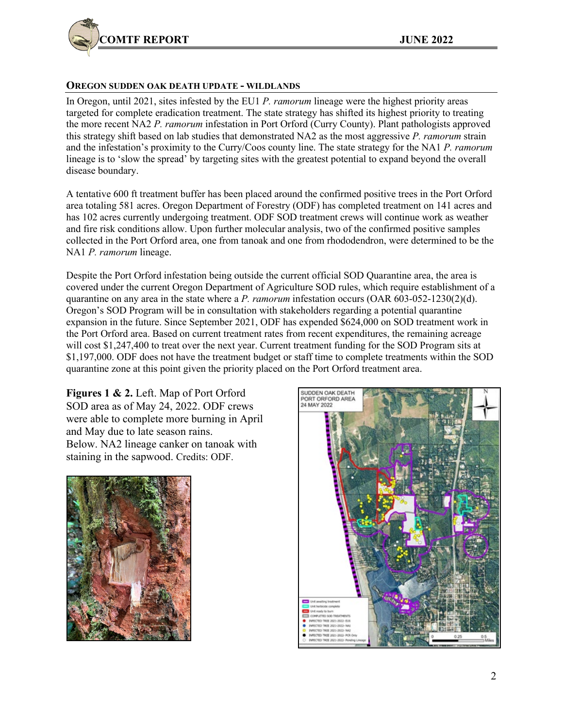## OREGON SUDDEN OAK DEATH UPDATE - WILDLANDS

In Oregon, until 2021, sites infested by the EU1 *P. ramorum* lineage were the highest priority areas targeted for complete eradication treatment. The state strategy has shifted its highest priority to treating the more recent NA2 *P. ramorum* infestation in Port Orford (Curry County). Plant pathologists approved this strategy shift based on lab studies that demonstrated NA2 as the most aggressive *P. ramorum* strain and the infestation's proximity to the Curry/Coos county line. The state strategy for the NA1 *P. ramorum* lineage is to 'slow the spread' by targeting sites with the greatest potential to expand beyond the overall disease boundary.

A tentative 600 ft treatment buffer has been placed around the confirmed positive trees in the Port Orford area totaling 581 acres. Oregon Department of Forestry (ODF) has completed treatment on 141 acres and has 102 acres currently undergoing treatment. ODF SOD treatment crews will continue work as weather and fire risk conditions allow. Upon further molecular analysis, two of the confirmed positive samples collected in the Port Orford area, one from tanoak and one from rhododendron, were determined to be the NA1 *P. ramorum* lineage.

Despite the Port Orford infestation being outside the current official SOD Quarantine area, the area is covered under the current Oregon Department of Agriculture SOD rules, which require establishment of a quarantine on any area in the state where a *P. ramorum* infestation occurs (OAR 603-052-1230(2)(d). Oregon's SOD Program will be in consultation with stakeholders regarding a potential quarantine expansion in the future. Since September 2021, ODF has expended $624,000 on SOD treatment work in the Port Orford area. Based on current treatment rates from recent expenditures, the remaining acreage will cost $1,247,400 to treat over the next year. Current treatment funding for the SOD Program sits at $1,197,000. ODF does not have the treatment budget or staff time to complete treatments within the SOD quarantine zone at this point given the priority placed on the Port Orford treatment area.

**Figures 1 & 2.** Left. Map of Port Orford SOD area as of May 24, 2022. ODF crews were able to complete more burning in April and May due to late season rains. Below. NA2 lineage canker on tanoak with staining in the sapwood. Credits: ODF.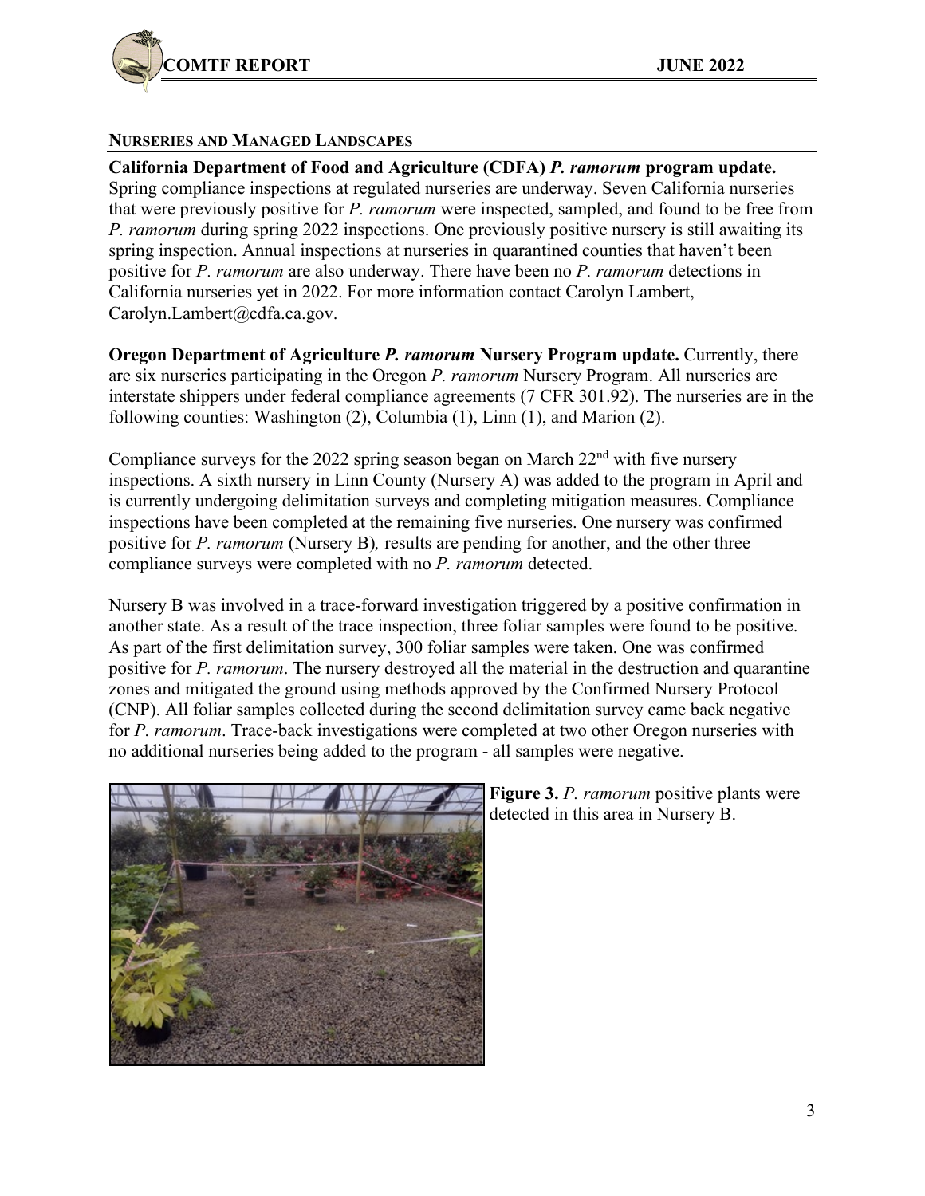## Nurseries and Managed Landscapes

**California Department of Food and Agriculture (CDFA) *P. ramorum* program update.** Spring compliance inspections at regulated nurseries are underway. Seven California nurseries that were previously positive for *P. ramorum* were inspected, sampled, and found to be free from *P. ramorum* during spring 2022 inspections. One previously positive nursery is still awaiting its spring inspection. Annual inspections at nurseries in quarantined counties that haven't been positive for *P. ramorum* are also underway. There have been no *P. ramorum* detections in California nurseries yet in 2022. For more information contact Carolyn Lambert, Carolyn.Lambert@cdfa.ca.gov.

**Oregon Department of Agriculture *P. ramorum* Nursery Program update.** Currently, there are six nurseries participating in the Oregon *P. ramorum* Nursery Program. All nurseries are interstate shippers under federal compliance agreements (7 CFR 301.92). The nurseries are in the following counties: Washington (2), Columbia (1), Linn (1), and Marion (2).

Compliance surveys for the 2022 spring season began on March 22nd with five nursery inspections. A sixth nursery in Linn County (Nursery A) was added to the program in April and is currently undergoing delimitation surveys and completing mitigation measures. Compliance inspections have been completed at the remaining five nurseries. One nursery was confirmed positive for *P. ramorum* (Nursery B), results are pending for another, and the other three compliance surveys were completed with no *P. ramorum* detected.

Nursery B was involved in a trace-forward investigation triggered by a positive confirmation in another state. As a result of the trace inspection, three foliar samples were found to be positive. As part of the first delimitation survey, 300 foliar samples were taken. One was confirmed positive for *P. ramorum*. The nursery destroyed all the material in the destruction and quarantine zones and mitigated the ground using methods approved by the Confirmed Nursery Protocol (CNP). All foliar samples collected during the second delimitation survey came back negative for *P. ramorum*. Trace-back investigations were completed at two other Oregon nurseries with no additional nurseries being added to the program - all samples were negative.

**Figure 3.** *P. ramorum* positive plants were detected in this area in Nursery B.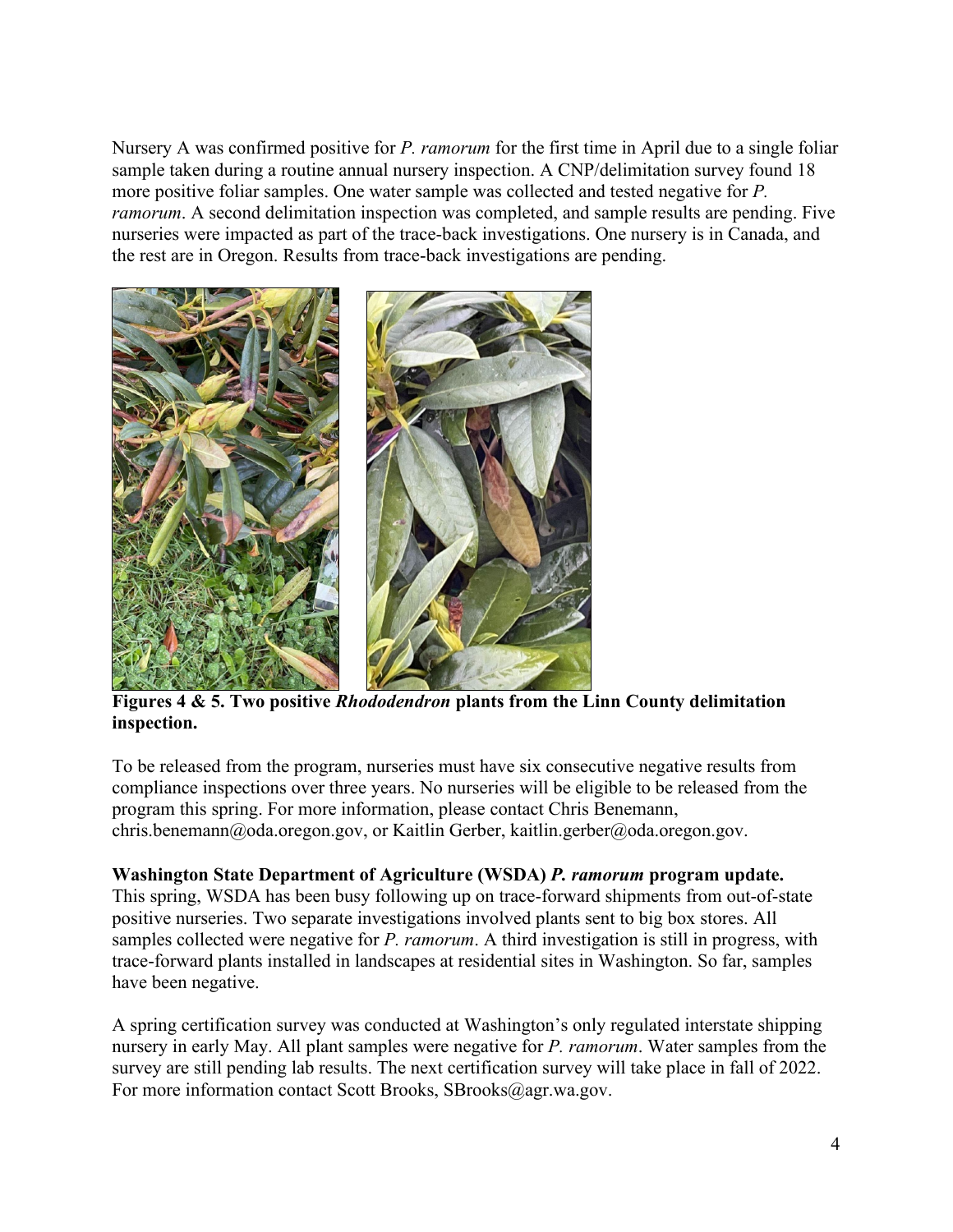Nursery A was confirmed positive for *P. ramorum* for the first time in April due to a single foliar sample taken during a routine annual nursery inspection. A CNP/delimitation survey found 18 more positive foliar samples. One water sample was collected and tested negative for *P. ramorum*. A second delimitation inspection was completed, and sample results are pending. Five nurseries were impacted as part of the trace-back investigations. One nursery is in Canada, and the rest are in Oregon. Results from trace-back investigations are pending.

**Figures 4 & 5. Two positive *Rhododendron* plants from the Linn County delimitation inspection.**

To be released from the program, nurseries must have six consecutive negative results from compliance inspections over three years. No nurseries will be eligible to be released from the program this spring. For more information, please contact Chris Benemann, chris.benemann@oda.oregon.gov, or Kaitlin Gerber, kaitlin.gerber@oda.oregon.gov.

**Washington State Department of Agriculture (WSDA) *P. ramorum* program update.** This spring, WSDA has been busy following up on trace-forward shipments from out-of-state positive nurseries. Two separate investigations involved plants sent to big box stores. All samples collected were negative for *P. ramorum*. A third investigation is still in progress, with trace-forward plants installed in landscapes at residential sites in Washington. So far, samples have been negative.

A spring certification survey was conducted at Washington's only regulated interstate shipping nursery in early May. All plant samples were negative for *P. ramorum*. Water samples from the survey are still pending lab results. The next certification survey will take place in fall of 2022. For more information contact Scott Brooks, SBrooks@agr.wa.gov.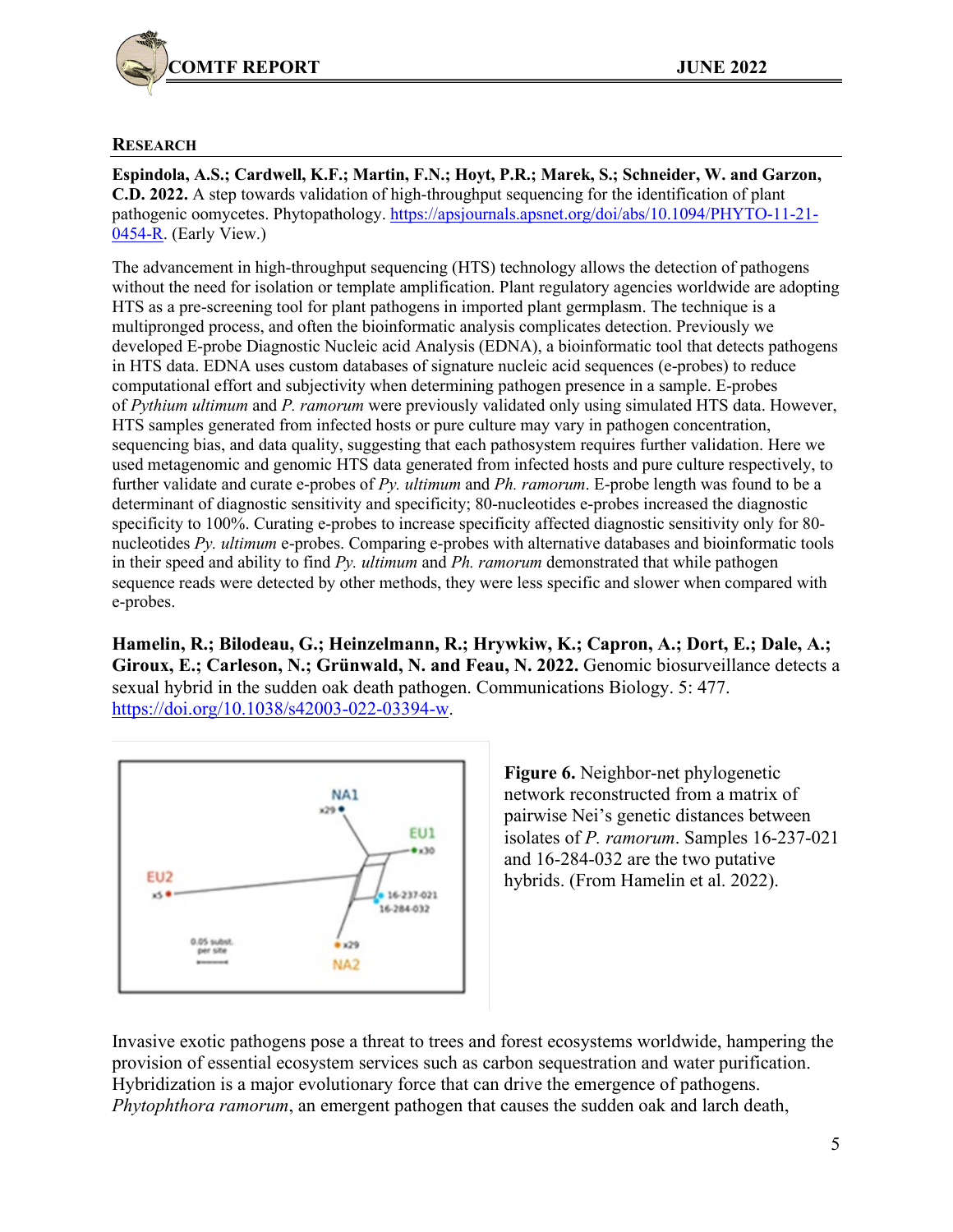## RESEARCH

**Espindola, A.S.; Cardwell, K.F.; Martin, F.N.; Hoyt, P.R.; Marek, S.; Schneider, W. and Garzon, C.D. 2022.** A step towards validation of high-throughput sequencing for the identification of plant pathogenic oomycetes. Phytopathology. https://apsjournals.apsnet.org/doi/abs/10.1094/PHYTO-11-21-0454-R. (Early View.)

The advancement in high-throughput sequencing (HTS) technology allows the detection of pathogens without the need for isolation or template amplification. Plant regulatory agencies worldwide are adopting HTS as a pre-screening tool for plant pathogens in imported plant germplasm. The technique is a multipronged process, and often the bioinformatic analysis complicates detection. Previously we developed E-probe Diagnostic Nucleic acid Analysis (EDNA), a bioinformatic tool that detects pathogens in HTS data. EDNA uses custom databases of signature nucleic acid sequences (e-probes) to reduce computational effort and subjectivity when determining pathogen presence in a sample. E-probes of *Pythium ultimum* and *P. ramorum* were previously validated only using simulated HTS data. However, HTS samples generated from infected hosts or pure culture may vary in pathogen concentration, sequencing bias, and data quality, suggesting that each pathosystem requires further validation. Here we used metagenomic and genomic HTS data generated from infected hosts and pure culture respectively, to further validate and curate e-probes of *Py. ultimum* and *Ph. ramorum*. E-probe length was found to be a determinant of diagnostic sensitivity and specificity; 80-nucleotides e-probes increased the diagnostic specificity to 100%. Curating e-probes to increase specificity affected diagnostic sensitivity only for 80-nucleotides *Py. ultimum* e-probes. Comparing e-probes with alternative databases and bioinformatic tools in their speed and ability to find *Py. ultimum* and *Ph. ramorum* demonstrated that while pathogen sequence reads were detected by other methods, they were less specific and slower when compared with e-probes.

**Hamelin, R.; Bilodeau, G.; Heinzelmann, R.; Hrywkiw, K.; Capron, A.; Dort, E.; Dale, A.; Giroux, E.; Carleson, N.; Grünwald, N. and Feau, N. 2022.** Genomic biosurveillance detects a sexual hybrid in the sudden oak death pathogen. Communications Biology. 5: 477. https://doi.org/10.1038/s42003-022-03394-w.

**Figure 6.** Neighbor-net phylogenetic network reconstructed from a matrix of pairwise Nei's genetic distances between isolates of *P. ramorum*. Samples 16-237-021 and 16-284-032 are the two putative hybrids. (From Hamelin et al. 2022).

Invasive exotic pathogens pose a threat to trees and forest ecosystems worldwide, hampering the provision of essential ecosystem services such as carbon sequestration and water purification. Hybridization is a major evolutionary force that can drive the emergence of pathogens. *Phytophthora ramorum*, an emergent pathogen that causes the sudden oak and larch death,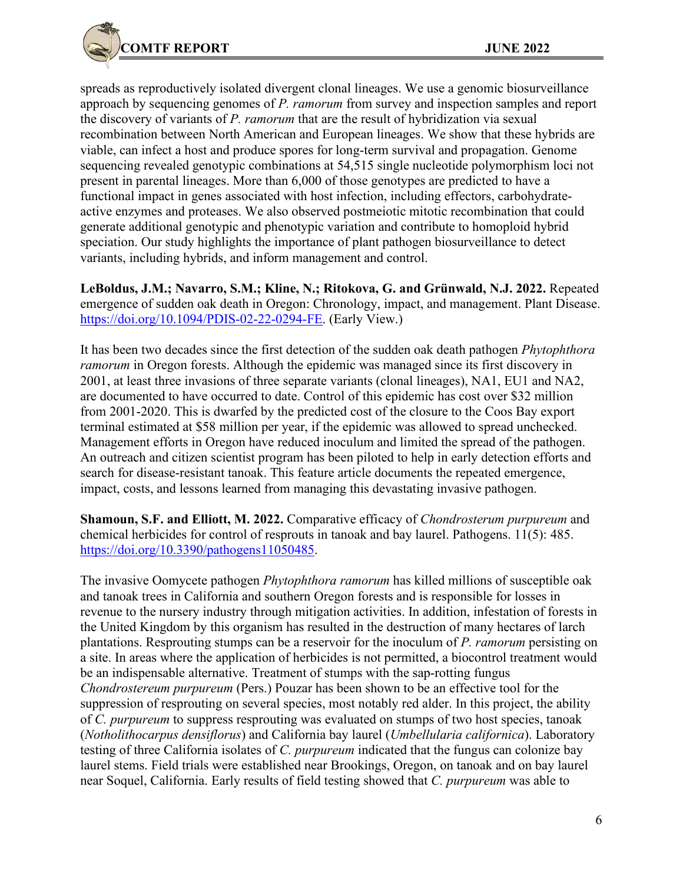spreads as reproductively isolated divergent clonal lineages. We use a genomic biosurveillance approach by sequencing genomes of *P. ramorum* from survey and inspection samples and report the discovery of variants of *P. ramorum* that are the result of hybridization via sexual recombination between North American and European lineages. We show that these hybrids are viable, can infect a host and produce spores for long-term survival and propagation. Genome sequencing revealed genotypic combinations at 54,515 single nucleotide polymorphism loci not present in parental lineages. More than 6,000 of those genotypes are predicted to have a functional impact in genes associated with host infection, including effectors, carbohydrate-active enzymes and proteases. We also observed postmeiotic mitotic recombination that could generate additional genotypic and phenotypic variation and contribute to homoploid hybrid speciation. Our study highlights the importance of plant pathogen biosurveillance to detect variants, including hybrids, and inform management and control.

**LeBoldus, J.M.; Navarro, S.M.; Kline, N.; Ritokova, G. and Grünwald, N.J. 2022.** Repeated emergence of sudden oak death in Oregon: Chronology, impact, and management. Plant Disease. https://doi.org/10.1094/PDIS-02-22-0294-FE. (Early View.)

It has been two decades since the first detection of the sudden oak death pathogen *Phytophthora ramorum* in Oregon forests. Although the epidemic was managed since its first discovery in 2001, at least three invasions of three separate variants (clonal lineages), NA1, EU1 and NA2, are documented to have occurred to date. Control of this epidemic has cost over $32 million from 2001-2020. This is dwarfed by the predicted cost of the closure to the Coos Bay export terminal estimated at $58 million per year, if the epidemic was allowed to spread unchecked. Management efforts in Oregon have reduced inoculum and limited the spread of the pathogen. An outreach and citizen scientist program has been piloted to help in early detection efforts and search for disease-resistant tanoak. This feature article documents the repeated emergence, impact, costs, and lessons learned from managing this devastating invasive pathogen.

**Shamoun, S.F. and Elliott, M. 2022.** Comparative efficacy of *Chondrosterum purpureum* and chemical herbicides for control of resprouts in tanoak and bay laurel. Pathogens. 11(5): 485. https://doi.org/10.3390/pathogens11050485.

The invasive Oomycete pathogen *Phytophthora ramorum* has killed millions of susceptible oak and tanoak trees in California and southern Oregon forests and is responsible for losses in revenue to the nursery industry through mitigation activities. In addition, infestation of forests in the United Kingdom by this organism has resulted in the destruction of many hectares of larch plantations. Resprouting stumps can be a reservoir for the inoculum of *P. ramorum* persisting on a site. In areas where the application of herbicides is not permitted, a biocontrol treatment would be an indispensable alternative. Treatment of stumps with the sap-rotting fungus *Chondrostereum purpureum* (Pers.) Pouzar has been shown to be an effective tool for the suppression of resprouting on several species, most notably red alder. In this project, the ability of *C. purpureum* to suppress resprouting was evaluated on stumps of two host species, tanoak (*Notholithocarpus densiflorus*) and California bay laurel (*Umbellularia californica*). Laboratory testing of three California isolates of *C. purpureum* indicated that the fungus can colonize bay laurel stems. Field trials were established near Brookings, Oregon, on tanoak and on bay laurel near Soquel, California. Early results of field testing showed that *C. purpureum* was able to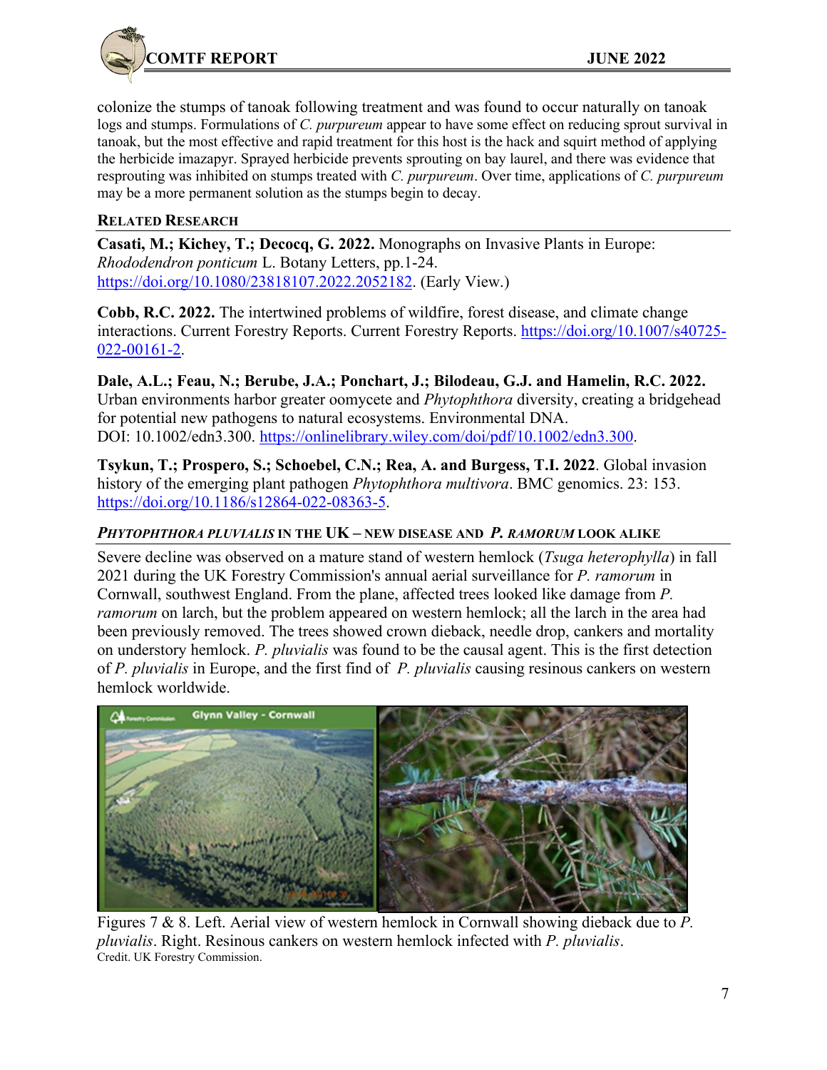colonize the stumps of tanoak following treatment and was found to occur naturally on tanoak logs and stumps. Formulations of *C. purpureum* appear to have some effect on reducing sprout survival in tanoak, but the most effective and rapid treatment for this host is the hack and squirt method of applying the herbicide imazapyr. Sprayed herbicide prevents sprouting on bay laurel, and there was evidence that resprouting was inhibited on stumps treated with *C. purpureum*. Over time, applications of *C. purpureum* may be a more permanent solution as the stumps begin to decay.

## RELATED RESEARCH

**Casati, M.; Kichey, T.; Decocq, G. 2022.** Monographs on Invasive Plants in Europe: *Rhododendron ponticum* L. Botany Letters, pp.1-24. https://doi.org/10.1080/23818107.2022.2052182. (Early View.)

**Cobb, R.C. 2022.** The intertwined problems of wildfire, forest disease, and climate change interactions. Current Forestry Reports. Current Forestry Reports. https://doi.org/10.1007/s40725-022-00161-2.

**Dale, A.L.; Feau, N.; Berube, J.A.; Ponchart, J.; Bilodeau, G.J. and Hamelin, R.C. 2022.** Urban environments harbor greater oomycete and *Phytophthora* diversity, creating a bridgehead for potential new pathogens to natural ecosystems. Environmental DNA. DOI: 10.1002/edn3.300. https://onlinelibrary.wiley.com/doi/pdf/10.1002/edn3.300.

**Tsykun, T.; Prospero, S.; Schoebel, C.N.; Rea, A. and Burgess, T.I. 2022**. Global invasion history of the emerging plant pathogen *Phytophthora multivora*. BMC genomics. 23: 153. https://doi.org/10.1186/s12864-022-08363-5.

## *PHYTOPHTHORA PLUVIALIS* IN THE UK – NEW DISEASE AND *P. RAMORUM* LOOK ALIKE

Severe decline was observed on a mature stand of western hemlock (*Tsuga heterophylla*) in fall 2021 during the UK Forestry Commission's annual aerial surveillance for *P. ramorum* in Cornwall, southwest England. From the plane, affected trees looked like damage from *P. ramorum* on larch, but the problem appeared on western hemlock; all the larch in the area had been previously removed. The trees showed crown dieback, needle drop, cankers and mortality on understory hemlock. *P. pluvialis* was found to be the causal agent. This is the first detection of *P. pluvialis* in Europe, and the first find of *P. pluvialis* causing resinous cankers on western hemlock worldwide.

Figures 7 & 8. Left. Aerial view of western hemlock in Cornwall showing dieback due to *P. pluvialis*. Right. Resinous cankers on western hemlock infected with *P. pluvialis*.
Credit. UK Forestry Commission.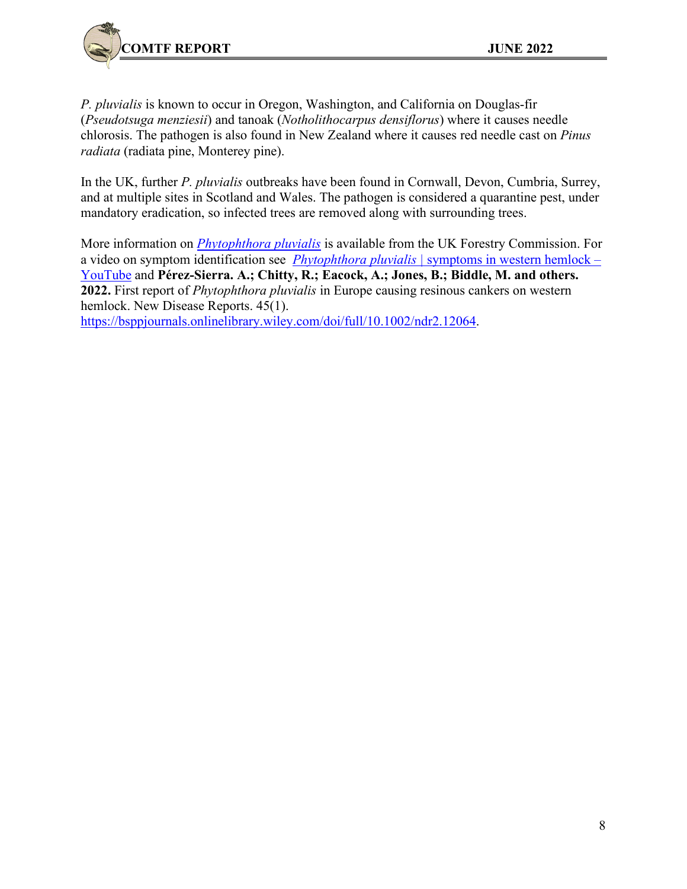*P. pluvialis* is known to occur in Oregon, Washington, and California on Douglas-fir (*Pseudotsuga menziesii*) and tanoak (*Notholithocarpus densiflorus*) where it causes needle chlorosis. The pathogen is also found in New Zealand where it causes red needle cast on *Pinus radiata* (radiata pine, Monterey pine).

In the UK, further *P. pluvialis* outbreaks have been found in Cornwall, Devon, Cumbria, Surrey, and at multiple sites in Scotland and Wales. The pathogen is considered a quarantine pest, under mandatory eradication, so infected trees are removed along with surrounding trees.

More information on *Phytophthora pluvialis* is available from the UK Forestry Commission. For a video on symptom identification see *Phytophthora pluvialis* | symptoms in western hemlock – YouTube and **Pérez-Sierra. A.; Chitty, R.; Eacock, A.; Jones, B.; Biddle, M. and others. 2022.** First report of *Phytophthora pluvialis* in Europe causing resinous cankers on western hemlock. New Disease Reports. 45(1). https://bsppjournals.onlinelibrary.wiley.com/doi/full/10.1002/ndr2.12064.